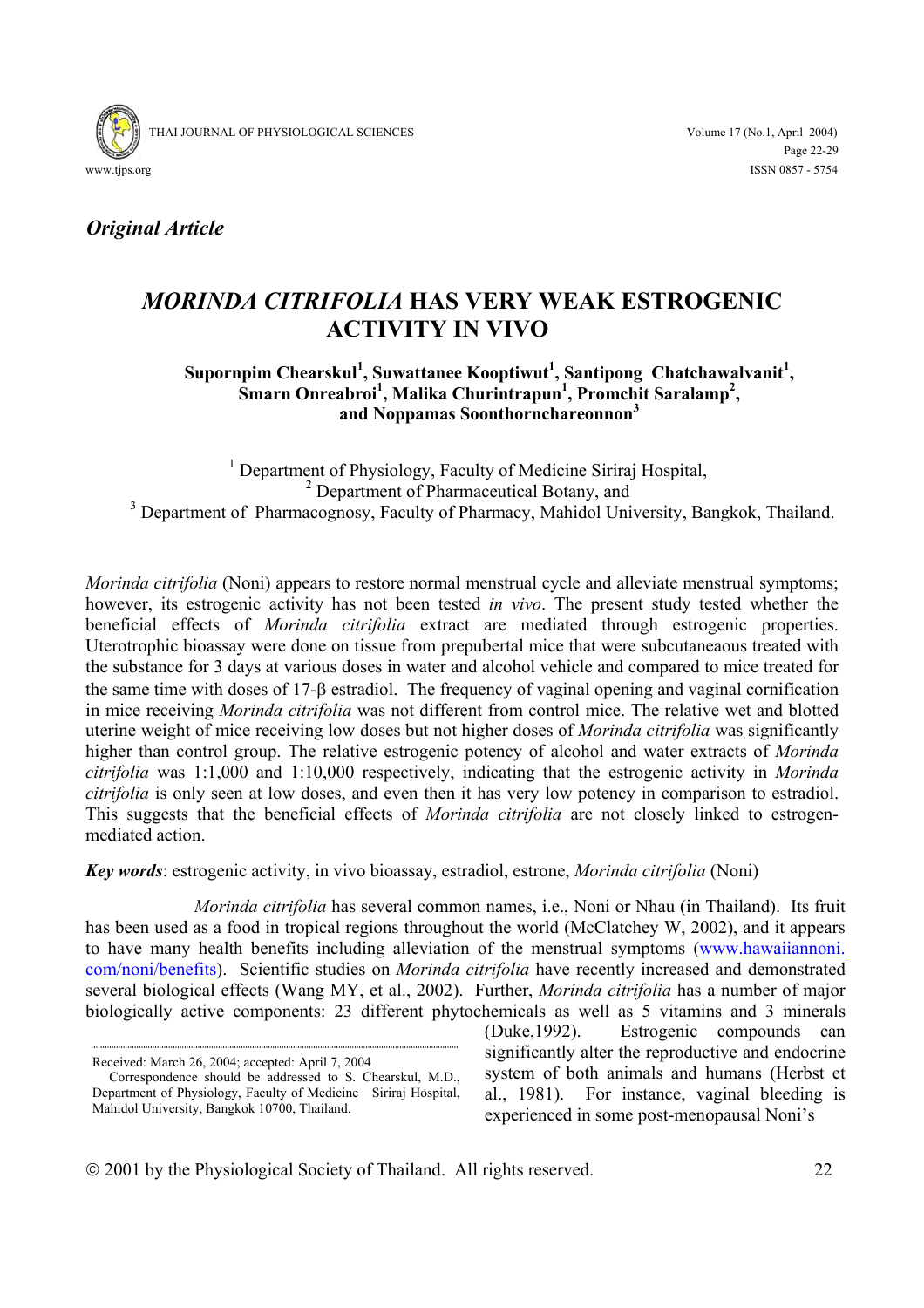*Original Article*

# *MORINDA CITRIFOLIA* HAS VERY WEAK ESTROGENIC ACTIVITY IN VIVO

**Supornpim Chearskul[1], Suwattanee Kooptiwut[1], Santipong Chatchawalvanit[1], Smarn Onreabroi[1], Malika Churintrapun[1], Promchit Saralamp[2], and Noppamas Soonthornchareonnon[3]**

[1] Department of Physiology, Faculty of Medicine Siriraj Hospital,
[2] Department of Pharmaceutical Botany, and
[3] Department of Pharmacognosy, Faculty of Pharmacy, Mahidol University, Bangkok, Thailand.

*Morinda citrifolia* (Noni) appears to restore normal menstrual cycle and alleviate menstrual symptoms; however, its estrogenic activity has not been tested *in vivo*. The present study tested whether the beneficial effects of *Morinda citrifolia* extract are mediated through estrogenic properties. Uterotrophic bioassay were done on tissue from prepubertal mice that were subcutaneaous treated with the substance for 3 days at various doses in water and alcohol vehicle and compared to mice treated for the same time with doses of 17-β estradiol. The frequency of vaginal opening and vaginal cornification in mice receiving *Morinda citrifolia* was not different from control mice. The relative wet and blotted uterine weight of mice receiving low doses but not higher doses of *Morinda citrifolia* was significantly higher than control group. The relative estrogenic potency of alcohol and water extracts of *Morinda citrifolia* was 1:1,000 and 1:10,000 respectively, indicating that the estrogenic activity in *Morinda citrifolia* is only seen at low doses, and even then it has very low potency in comparison to estradiol. This suggests that the beneficial effects of *Morinda citrifolia* are not closely linked to estrogen-mediated action.

***Key words***: estrogenic activity, in vivo bioassay, estradiol, estrone, *Morinda citrifolia* (Noni)

*Morinda citrifolia* has several common names, i.e., Noni or Nhau (in Thailand). Its fruit has been used as a food in tropical regions throughout the world (McClatchey W, 2002), and it appears to have many health benefits including alleviation of the menstrual symptoms (www.hawaiiannoni.com/noni/benefits). Scientific studies on *Morinda citrifolia* have recently increased and demonstrated several biological effects (Wang MY, et al., 2002). Further, *Morinda citrifolia* has a number of major biologically active components: 23 different phytochemicals as well as 5 vitamins and 3 minerals (Duke,1992). Estrogenic compounds can significantly alter the reproductive and endocrine system of both animals and humans (Herbst et al., 1981). For instance, vaginal bleeding is experienced in some post-menopausal Noni's

Received: March 26, 2004; accepted: April 7, 2004
Correspondence should be addressed to S. Chearskul, M.D., Department of Physiology, Faculty of Medicine Siriraj Hospital, Mahidol University, Bangkok 10700, Thailand.

© 2001 by the Physiological Society of Thailand. All rights reserved.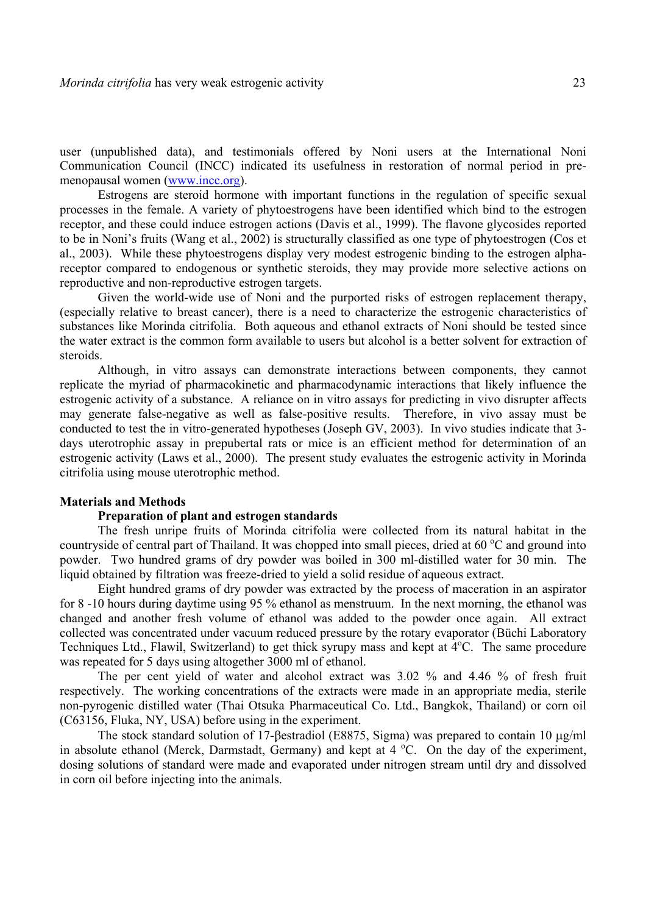user (unpublished data), and testimonials offered by Noni users at the International Noni Communication Council (INCC) indicated its usefulness in restoration of normal period in pre-menopausal women (www.incc.org).

Estrogens are steroid hormone with important functions in the regulation of specific sexual processes in the female. A variety of phytoestrogens have been identified which bind to the estrogen receptor, and these could induce estrogen actions (Davis et al., 1999). The flavone glycosides reported to be in Noni's fruits (Wang et al., 2002) is structurally classified as one type of phytoestrogen (Cos et al., 2003). While these phytoestrogens display very modest estrogenic binding to the estrogen alpha-receptor compared to endogenous or synthetic steroids, they may provide more selective actions on reproductive and non-reproductive estrogen targets.

Given the world-wide use of Noni and the purported risks of estrogen replacement therapy, (especially relative to breast cancer), there is a need to characterize the estrogenic characteristics of substances like Morinda citrifolia. Both aqueous and ethanol extracts of Noni should be tested since the water extract is the common form available to users but alcohol is a better solvent for extraction of steroids.

Although, in vitro assays can demonstrate interactions between components, they cannot replicate the myriad of pharmacokinetic and pharmacodynamic interactions that likely influence the estrogenic activity of a substance. A reliance on in vitro assays for predicting in vivo disrupter affects may generate false-negative as well as false-positive results. Therefore, in vivo assay must be conducted to test the in vitro-generated hypotheses (Joseph GV, 2003). In vivo studies indicate that 3-days uterotrophic assay in prepubertal rats or mice is an efficient method for determination of an estrogenic activity (Laws et al., 2000). The present study evaluates the estrogenic activity in Morinda citrifolia using mouse uterotrophic method.

## Materials and Methods

### Preparation of plant and estrogen standards

The fresh unripe fruits of Morinda citrifolia were collected from its natural habitat in the countryside of central part of Thailand. It was chopped into small pieces, dried at 60 $^{o}$C and ground into powder. Two hundred grams of dry powder was boiled in 300 ml-distilled water for 30 min. The liquid obtained by filtration was freeze-dried to yield a solid residue of aqueous extract.

Eight hundred grams of dry powder was extracted by the process of maceration in an aspirator for 8 -10 hours during daytime using 95 % ethanol as menstruum. In the next morning, the ethanol was changed and another fresh volume of ethanol was added to the powder once again. All extract collected was concentrated under vacuum reduced pressure by the rotary evaporator (Büchi Laboratory Techniques Ltd., Flawil, Switzerland) to get thick syrupy mass and kept at 4$^{o}$C. The same procedure was repeated for 5 days using altogether 3000 ml of ethanol.

The per cent yield of water and alcohol extract was 3.02 % and 4.46 % of fresh fruit respectively. The working concentrations of the extracts were made in an appropriate media, sterile non-pyrogenic distilled water (Thai Otsuka Pharmaceutical Co. Ltd., Bangkok, Thailand) or corn oil (C63156, Fluka, NY, USA) before using in the experiment.

The stock standard solution of 17-βestradiol (E8875, Sigma) was prepared to contain 10 μg/ml in absolute ethanol (Merck, Darmstadt, Germany) and kept at 4 $^{o}$C. On the day of the experiment, dosing solutions of standard were made and evaporated under nitrogen stream until dry and dissolved in corn oil before injecting into the animals.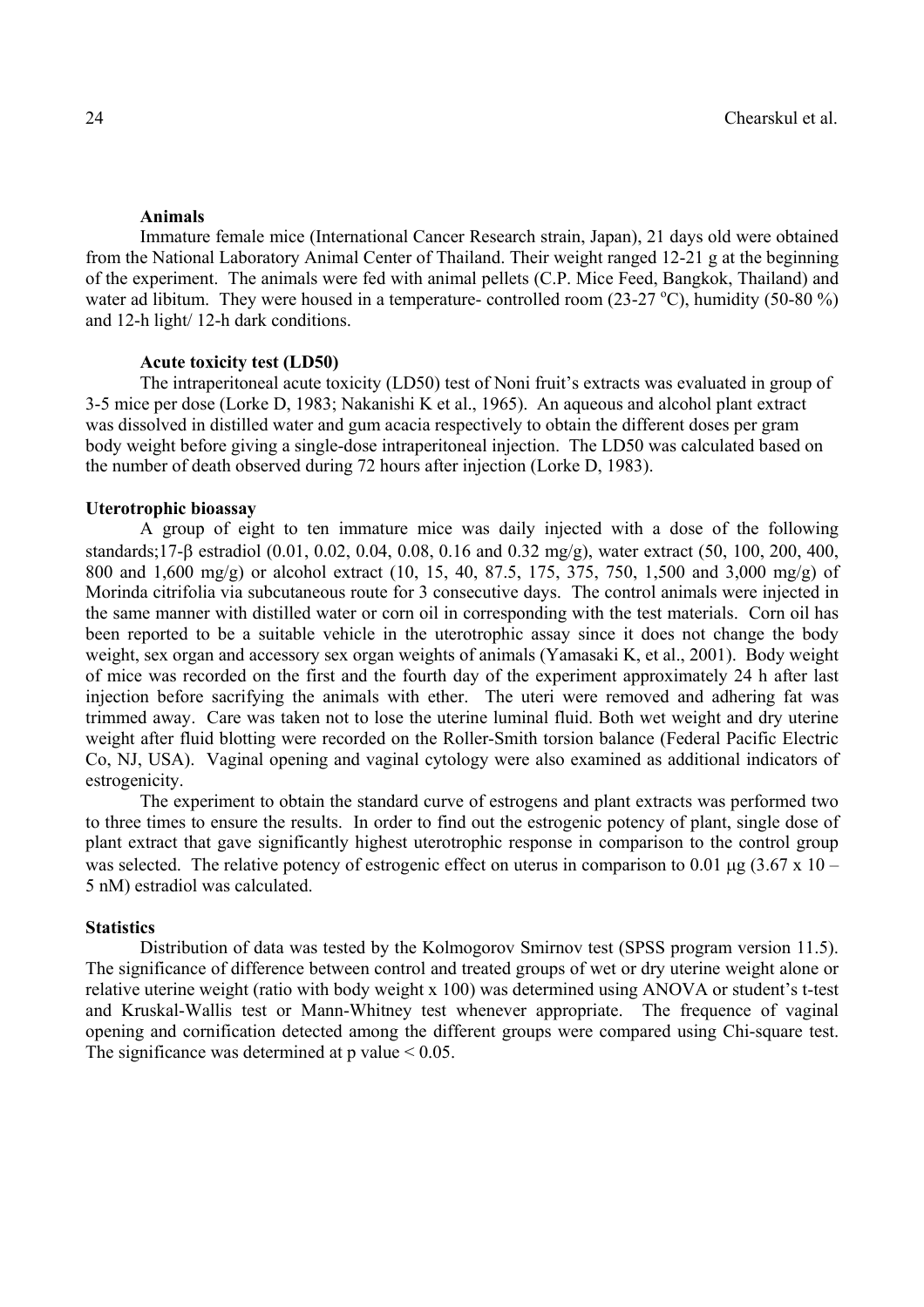### Animals

Immature female mice (International Cancer Research strain, Japan), 21 days old were obtained from the National Laboratory Animal Center of Thailand. Their weight ranged 12-21 g at the beginning of the experiment. The animals were fed with animal pellets (C.P. Mice Feed, Bangkok, Thailand) and water ad libitum. They were housed in a temperature- controlled room (23-27 $^{o}$C), humidity (50-80 %) and 12-h light/ 12-h dark conditions.

### Acute toxicity test (LD50)

The intraperitoneal acute toxicity (LD50) test of Noni fruit's extracts was evaluated in group of 3-5 mice per dose (Lorke D, 1983; Nakanishi K et al., 1965). An aqueous and alcohol plant extract was dissolved in distilled water and gum acacia respectively to obtain the different doses per gram body weight before giving a single-dose intraperitoneal injection. The LD50 was calculated based on the number of death observed during 72 hours after injection (Lorke D, 1983).

## Uterotrophic bioassay

A group of eight to ten immature mice was daily injected with a dose of the following standards;17-β estradiol (0.01, 0.02, 0.04, 0.08, 0.16 and 0.32 mg/g), water extract (50, 100, 200, 400, 800 and 1,600 mg/g) or alcohol extract (10, 15, 40, 87.5, 175, 375, 750, 1,500 and 3,000 mg/g) of Morinda citrifolia via subcutaneous route for 3 consecutive days. The control animals were injected in the same manner with distilled water or corn oil in corresponding with the test materials. Corn oil has been reported to be a suitable vehicle in the uterotrophic assay since it does not change the body weight, sex organ and accessory sex organ weights of animals (Yamasaki K, et al., 2001). Body weight of mice was recorded on the first and the fourth day of the experiment approximately 24 h after last injection before sacrificing the animals with ether. The uteri were removed and adhering fat was trimmed away. Care was taken not to lose the uterine luminal fluid. Both wet weight and dry uterine weight after fluid blotting were recorded on the Roller-Smith torsion balance (Federal Pacific Electric Co, NJ, USA). Vaginal opening and vaginal cytology were also examined as additional indicators of estrogenicity.

The experiment to obtain the standard curve of estrogens and plant extracts was performed two to three times to ensure the results. In order to find out the estrogenic potency of plant, single dose of plant extract that gave significantly highest uterotrophic response in comparison to the control group was selected. The relative potency of estrogenic effect on uterus in comparison to 0.01 μg ($3.67 \times 10^{-5}$ nM) estradiol was calculated.

## Statistics

Distribution of data was tested by the Kolmogorov Smirnov test (SPSS program version 11.5). The significance of difference between control and treated groups of wet or dry uterine weight alone or relative uterine weight (ratio with body weight x 100) was determined using ANOVA or student's t-test and Kruskal-Wallis test or Mann-Whitney test whenever appropriate. The frequence of vaginal opening and cornification detected among the different groups were compared using Chi-square test. The significance was determined at p value $< 0.05$.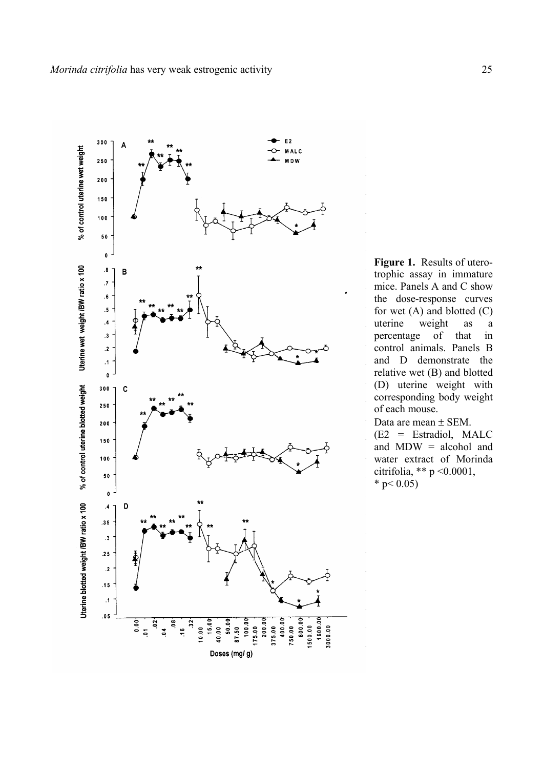**Figure 1.** Results of uterotrophic assay in immature mice. Panels A and C show the dose-response curves for wet (A) and blotted (C) uterine weight as a percentage of that in control animals. Panels B and D demonstrate the relative wet (B) and blotted (D) uterine weight with corresponding body weight of each mouse.

Data are mean ± SEM.

(E2 = Estradiol, MALC and MDW = alcohol and water extract of Morinda citrifolia, ** $p < 0.0001$, * $p < 0.05$)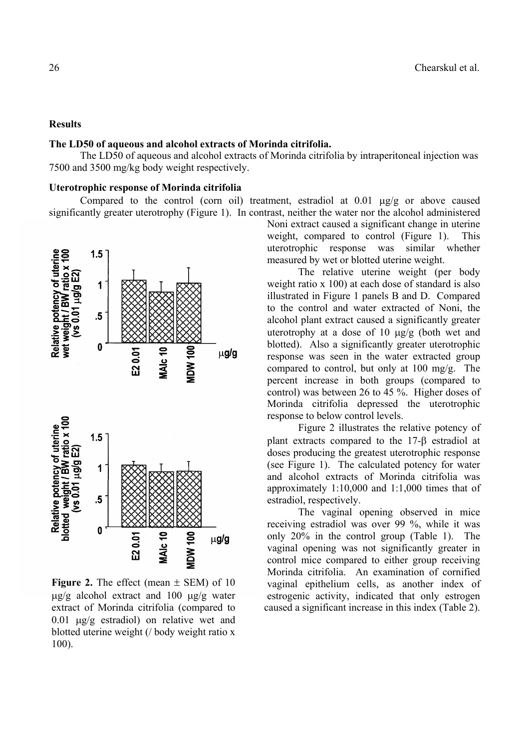## Results

### The LD50 of aqueous and alcohol extracts of Morinda citrifolia.

The LD50 of aqueous and alcohol extracts of Morinda citrifolia by intraperitoneal injection was 7500 and 3500 mg/kg body weight respectively.

### Uterotrophic response of Morinda citrifolia

Compared to the control (corn oil) treatment, estradiol at 0.01 μg/g or above caused significantly greater uterotrophy (Figure 1). In contrast, neither the water nor the alcohol administered Noni extract caused a significant change in uterine weight, compared to control (Figure 1). This uterotrophic response was similar whether measured by wet or blotted uterine weight.

The relative uterine weight (per body weight ratio x 100) at each dose of standard is also illustrated in Figure 1 panels B and D. Compared to the control and water extracted of Noni, the alcohol plant extract caused a significantly greater uterotrophy at a dose of 10 μg/g (both wet and blotted). Also a significantly greater uterotrophic response was seen in the water extracted group compared to control, but only at 100 mg/g. The percent increase in both groups (compared to control) was between 26 to 45 %. Higher doses of Morinda citrifolia depressed the uterotrophic response to below control levels.

Figure 2 illustrates the relative potency of plant extracts compared to the 17-β estradiol at doses producing the greatest uterotrophic response (see Figure 1). The calculated potency for water and alcohol extracts of Morinda citrifolia was approximately 1:10,000 and 1:1,000 times that of estradiol, respectively.

The vaginal opening observed in mice receiving estradiol was over 99 %, while it was only 20% in the control group (Table 1). The vaginal opening was not significantly greater in control mice compared to either group receiving Morinda citrifolia. An examination of cornified vaginal epithelium cells, as another index of estrogenic activity, indicated that only estrogen caused a significant increase in this index (Table 2).

**Figure 2.** The effect (mean ± SEM) of 10 μg/g alcohol extract and 100 μg/g water extract of Morinda citrifolia (compared to 0.01 μg/g estradiol) on relative wet and blotted uterine weight (/ body weight ratio x 100).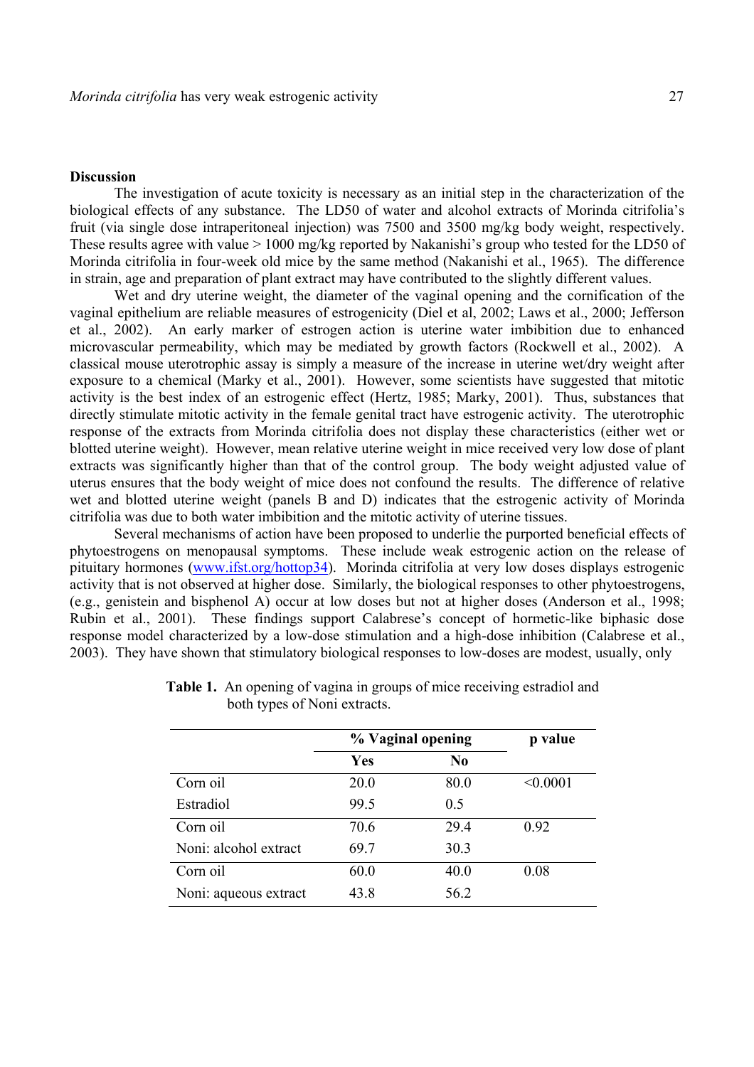**Discussion**

The investigation of acute toxicity is necessary as an initial step in the characterization of the biological effects of any substance. The LD50 of water and alcohol extracts of Morinda citrifolia's fruit (via single dose intraperitoneal injection) was 7500 and 3500 mg/kg body weight, respectively. These results agree with value > 1000 mg/kg reported by Nakanishi's group who tested for the LD50 of Morinda citrifolia in four-week old mice by the same method (Nakanishi et al., 1965). The difference in strain, age and preparation of plant extract may have contributed to the slightly different values.

Wet and dry uterine weight, the diameter of the vaginal opening and the cornification of the vaginal epithelium are reliable measures of estrogenicity (Diel et al, 2002; Laws et al., 2000; Jefferson et al., 2002). An early marker of estrogen action is uterine water imbibition due to enhanced microvascular permeability, which may be mediated by growth factors (Rockwell et al., 2002). A classical mouse uterotrophic assay is simply a measure of the increase in uterine wet/dry weight after exposure to a chemical (Marky et al., 2001). However, some scientists have suggested that mitotic activity is the best index of an estrogenic effect (Hertz, 1985; Marky, 2001). Thus, substances that directly stimulate mitotic activity in the female genital tract have estrogenic activity. The uterotrophic response of the extracts from Morinda citrifolia does not display these characteristics (either wet or blotted uterine weight). However, mean relative uterine weight in mice received very low dose of plant extracts was significantly higher than that of the control group. The body weight adjusted value of uterus ensures that the body weight of mice does not confound the results. The difference of relative wet and blotted uterine weight (panels B and D) indicates that the estrogenic activity of Morinda citrifolia was due to both water imbibition and the mitotic activity of uterine tissues.

Several mechanisms of action have been proposed to underlie the purported beneficial effects of phytoestrogens on menopausal symptoms. These include weak estrogenic action on the release of pituitary hormones (www.ifst.org/hottop34). Morinda citrifolia at very low doses displays estrogenic activity that is not observed at higher dose. Similarly, the biological responses to other phytoestrogens, (e.g., genistein and bisphenol A) occur at low doses but not at higher doses (Anderson et al., 1998; Rubin et al., 2001). These findings support Calabrese's concept of hormetic-like biphasic dose response model characterized by a low-dose stimulation and a high-dose inhibition (Calabrese et al., 2003). They have shown that stimulatory biological responses to low-doses are modest, usually, only

**Table 1.** An opening of vagina in groups of mice receiving estradiol and both types of Noni extracts.

| | % Vaginal opening | | p value |
|---|---|---|---|
| | Yes | No | |
| Corn oil | 20.0 | 80.0 | <0.0001 |
| Estradiol | 99.5 | 0.5 | |
| Corn oil | 70.6 | 29.4 | 0.92 |
| Noni: alcohol extract | 69.7 | 30.3 | |
| Corn oil | 60.0 | 40.0 | 0.08 |
| Noni: aqueous extract | 43.8 | 56.2 | |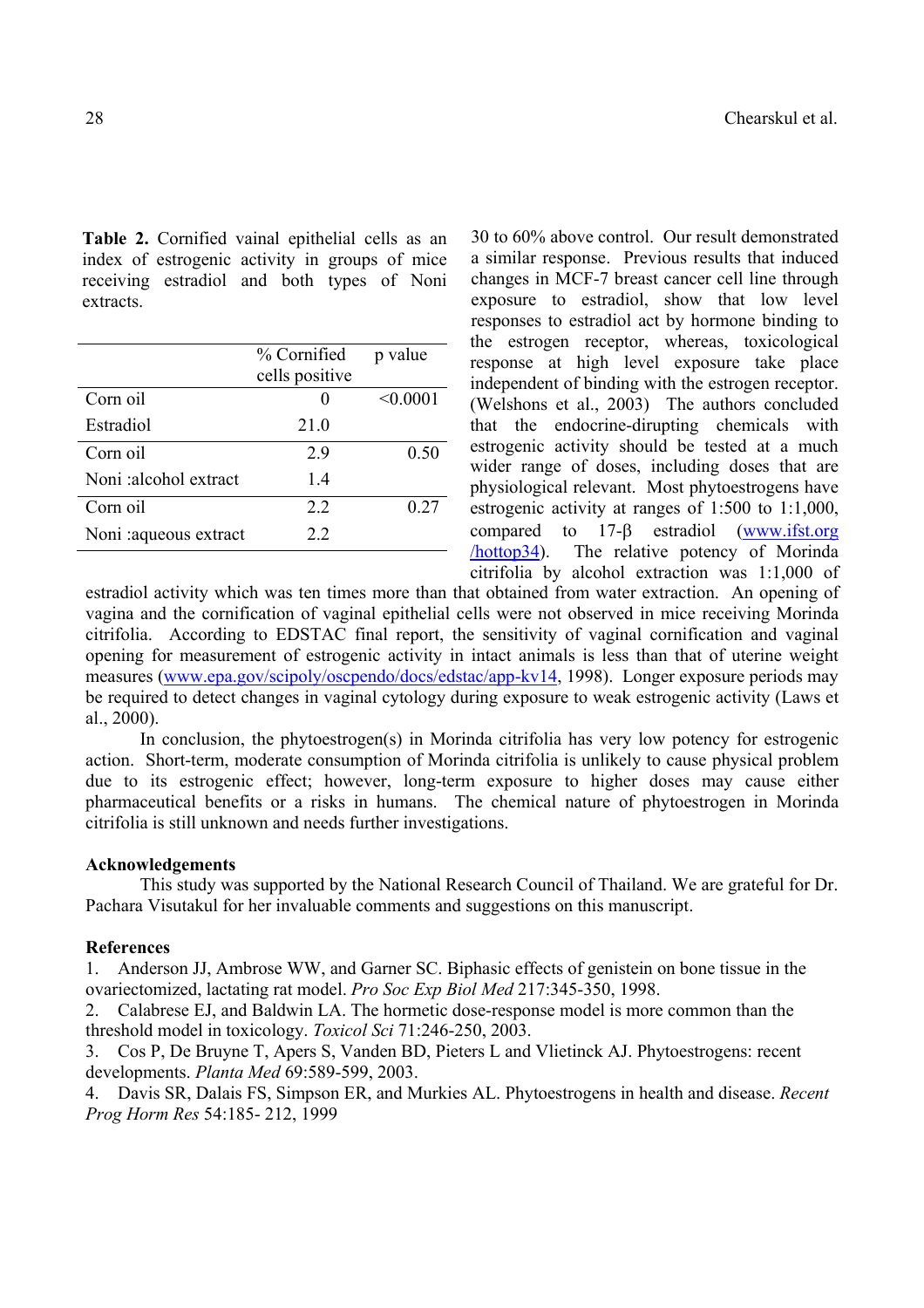**Table 2.** Cornified vainal epithelial cells as an index of estrogenic activity in groups of mice receiving estradiol and both types of Noni extracts.

| | % Cornified cells positive | p value |
|---|---|---|
| Corn oil | 0 | <0.0001 |
| Estradiol | 21.0 | |
| Corn oil | 2.9 | 0.50 |
| Noni :alcohol extract | 1.4 | |
| Corn oil | 2.2 | 0.27 |
| Noni :aqueous extract | 2.2 | |

30 to 60% above control. Our result demonstrated a similar response. Previous results that induced changes in MCF-7 breast cancer cell line through exposure to estradiol, show that low level responses to estradiol act by hormone binding to the estrogen receptor, whereas, toxicological response at high level exposure take place independent of binding with the estrogen receptor. (Welshons et al., 2003) The authors concluded that the endocrine-dirupting chemicals with estrogenic activity should be tested at a much wider range of doses, including doses that are physiological relevant. Most phytoestrogens have estrogenic activity at ranges of 1:500 to 1:1,000, compared to 17-β estradiol (www.ifst.org/hottop34). The relative potency of Morinda citrifolia by alcohol extraction was 1:1,000 of estradiol activity which was ten times more than that obtained from water extraction. An opening of vagina and the cornification of vaginal epithelial cells were not observed in mice receiving Morinda citrifolia. According to EDSTAC final report, the sensitivity of vaginal cornification and vaginal opening for measurement of estrogenic activity in intact animals is less than that of uterine weight measures (www.epa.gov/scipoly/oscpendo/docs/edstac/app-kv14, 1998). Longer exposure periods may be required to detect changes in vaginal cytology during exposure to weak estrogenic activity (Laws et al., 2000).

In conclusion, the phytoestrogen(s) in Morinda citrifolia has very low potency for estrogenic action. Short-term, moderate consumption of Morinda citrifolia is unlikely to cause physical problem due to its estrogenic effect; however, long-term exposure to higher doses may cause either pharmaceutical benefits or a risks in humans. The chemical nature of phytoestrogen in Morinda citrifolia is still unknown and needs further investigations.

## Acknowledgements

This study was supported by the National Research Council of Thailand. We are grateful for Dr. Pachara Visutakul for her invaluable comments and suggestions on this manuscript.

## References

1. Anderson JJ, Ambrose WW, and Garner SC. Biphasic effects of genistein on bone tissue in the ovariectomized, lactating rat model. *Pro Soc Exp Biol Med* 217:345-350, 1998.
2. Calabrese EJ, and Baldwin LA. The hormetic dose-response model is more common than the threshold model in toxicology. *Toxicol Sci* 71:246-250, 2003.
3. Cos P, De Bruyne T, Apers S, Vanden BD, Pieters L and Vlietinck AJ. Phytoestrogens: recent developments. *Planta Med* 69:589-599, 2003.
4. Davis SR, Dalais FS, Simpson ER, and Murkies AL. Phytoestrogens in health and disease. *Recent Prog Horm Res* 54:185- 212, 1999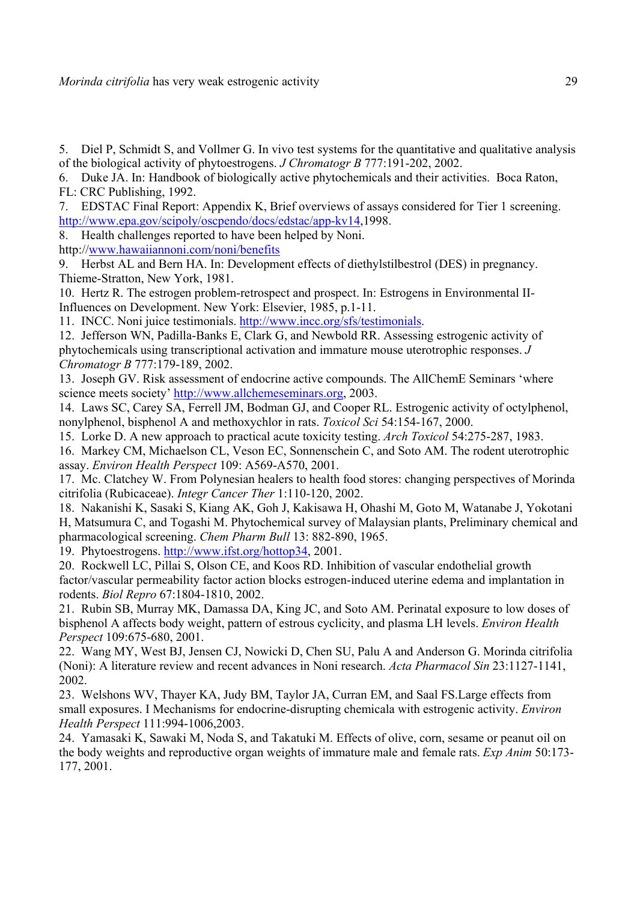5. Diel P, Schmidt S, and Vollmer G. In vivo test systems for the quantitative and qualitative analysis of the biological activity of phytoestrogens. *J Chromatogr B* 777:191-202, 2002.
6. Duke JA. In: Handbook of biologically active phytochemicals and their activities. Boca Raton, FL: CRC Publishing, 1992.
7. EDSTAC Final Report: Appendix K, Brief overviews of assays considered for Tier 1 screening. http://www.epa.gov/scipoly/oscpendo/docs/edstac/app-kv14,1998.
8. Health challenges reported to have been helped by Noni. http://www.hawaiiannoni.com/noni/benefits
9. Herbst AL and Bern HA. In: Development effects of diethylstilbestrol (DES) in pregnancy. Thieme-Stratton, New York, 1981.
10. Hertz R. The estrogen problem-retrospect and prospect. In: Estrogens in Environmental II-Influences on Development. New York: Elsevier, 1985, p.1-11.
11. INCC. Noni juice testimonials. http://www.incc.org/sfs/testimonials.
12. Jefferson WN, Padilla-Banks E, Clark G, and Newbold RR. Assessing estrogenic activity of phytochemicals using transcriptional activation and immature mouse uterotrophic responses. *J Chromatogr B* 777:179-189, 2002.
13. Joseph GV. Risk assessment of endocrine active compounds. The AllChemE Seminars 'where science meets society' http://www.allchemeseminars.org, 2003.
14. Laws SC, Carey SA, Ferrell JM, Bodman GJ, and Cooper RL. Estrogenic activity of octylphenol, nonylphenol, bisphenol A and methoxychlor in rats. *Toxicol Sci* 54:154-167, 2000.
15. Lorke D. A new approach to practical acute toxicity testing. *Arch Toxicol* 54:275-287, 1983.
16. Markey CM, Michaelson CL, Veson EC, Sonnenschein C, and Soto AM. The rodent uterotrophic assay. *Environ Health Perspect* 109: A569-A570, 2001.
17. Mc. Clatchey W. From Polynesian healers to health food stores: changing perspectives of Morinda citrifolia (Rubicaceae). *Integr Cancer Ther* 1:110-120, 2002.
18. Nakanishi K, Sasaki S, Kiang AK, Goh J, Kakisawa H, Ohashi M, Goto M, Watanabe J, Yokotani H, Matsumura C, and Togashi M. Phytochemical survey of Malaysian plants, Preliminary chemical and pharmacological screening. *Chem Pharm Bull* 13: 882-890, 1965.
19. Phytoestrogens. http://www.ifst.org/hottop34, 2001.
20. Rockwell LC, Pillai S, Olson CE, and Koos RD. Inhibition of vascular endothelial growth factor/vascular permeability factor action blocks estrogen-induced uterine edema and implantation in rodents. *Biol Repro* 67:1804-1810, 2002.
21. Rubin SB, Murray MK, Damassa DA, King JC, and Soto AM. Perinatal exposure to low doses of bisphenol A affects body weight, pattern of estrous cyclicity, and plasma LH levels. *Environ Health Perspect* 109:675-680, 2001.
22. Wang MY, West BJ, Jensen CJ, Nowicki D, Chen SU, Palu A and Anderson G. Morinda citrifolia (Noni): A literature review and recent advances in Noni research. *Acta Pharmacol Sin* 23:1127-1141, 2002.
23. Welshons WV, Thayer KA, Judy BM, Taylor JA, Curran EM, and Saal FS.Large effects from small exposures. I Mechanisms for endocrine-disrupting chemicala with estrogenic activity. *Environ Health Perspect* 111:994-1006,2003.
24. Yamasaki K, Sawaki M, Noda S, and Takatuki M. Effects of olive, corn, sesame or peanut oil on the body weights and reproductive organ weights of immature male and female rats. *Exp Anim* 50:173-177, 2001.